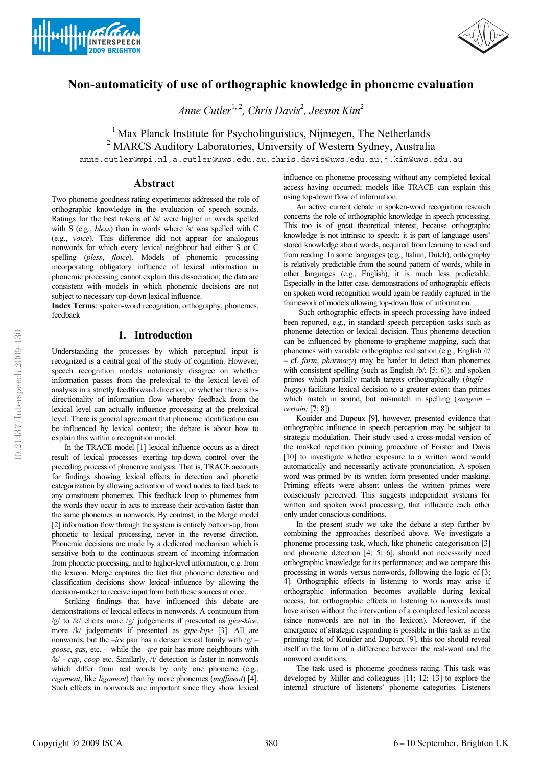# Non-automaticity of use of orthographic knowledge in phoneme evaluation

*Anne Cutler*[1, 2], *Chris Davis*[2], *Jeesun Kim*[2]

[1] Max Planck Institute for Psycholinguistics, Nijmegen, The Netherlands
[2] MARCS Auditory Laboratories, University of Western Sydney, Australia

anne.cutler@mpi.nl, a.cutler@uws.edu.au, chris.davis@uws.edu.au, j.kim@uws.edu.au

## Abstract

Two phoneme goodness rating experiments addressed the role of orthographic knowledge in the evaluation of speech sounds. Ratings for the best tokens of /s/ were higher in words spelled with S (e.g., *bless*) than in words where /s/ was spelled with C (e.g., *voice*). This difference did not appear for analogous nonwords for which every lexical neighbour had either S or C spelling (*pless*, *floice*). Models of phonemic processing incorporating obligatory influence of lexical information in phonemic processing cannot explain this dissociation; the data are consistent with models in which phonemic decisions are not subject to necessary top-down lexical influence.

**Index Terms**: spoken-word recognition, orthography, phonemes, feedback

## 1. Introduction

Understanding the processes by which perceptual input is recognized is a central goal of the study of cognition. However, speech recognition models notoriously disagree on whether information passes from the prelexical to the lexical level of analysis in a strictly feedforward direction, or whether there is bi-directionality of information flow whereby feedback from the lexical level can actually influence processing at the prelexical level. There is general agreement that phoneme identification can be influenced by lexical context; the debate is about how to explain this within a recognition model.

In the TRACE model [1] lexical influence occurs as a direct result of lexical processes exerting top-down control over the preceding process of phonemic analysis. That is, TRACE accounts for findings showing lexical effects in detection and phonetic categorization by allowing activation of word nodes to feed back to any constituent phonemes. This feedback loop to phonemes from the words they occur in acts to increase their activation faster than the same phonemes in nonwords. By contrast, in the Merge model [2] information flow through the system is entirely bottom-up, from phonetic to lexical processing, never in the reverse direction. Phonemic decisions are made by a dedicated mechanism which is sensitive both to the continuous stream of incoming information from phonetic processing, and to higher-level information, e.g. from the lexicon. Merge captures the fact that phoneme detection and classification decisions show lexical influence by allowing the decision-maker to receive input from both these sources at once.

Striking findings that have influenced this debate are demonstrations of lexical effects in nonwords. A continuum from /g/ to /k/ elicits more /g/ judgements if presented as *gice-kice*, more /k/ judgements if presented as *gipe-kipe* [3]. All are nonwords, but the *–ice* pair has a denser lexical family with /g/ – *goose*, *gas*, etc. – while the *–ipe* pair has more neighbours with /k/ - *cap*, *coop* etc. Similarly, /t/ detection is faster in nonwords which differ from real words by only one phoneme (e.g., *rigament*, like *ligament*) than by more phonemes (*maffinent*) [4]. Such effects in nonwords are important since they show lexical influence on phoneme processing without any completed lexical access having occurred; models like TRACE can explain this using top-down flow of information.

An active current debate in spoken-word recognition research concerns the role of orthographic knowledge in speech processing. This too is of great theoretical interest, because orthographic knowledge is not intrinsic to speech; it is part of language users' stored knowledge about words, acquired from learning to read and from reading. In some languages (e.g., Italian, Dutch), orthography is relatively predictable from the sound pattern of words, while in other languages (e.g., English), it is much less predictable. Especially in the latter case, demonstrations of orthographic effects on spoken word recognition would again be readily captured in the framework of models allowing top-down flow of information.

Such orthographic effects in speech processing have indeed been reported, e.g., in standard speech perception tasks such as phoneme detection or lexical decision. Thus phoneme detection can be influenced by phoneme-to-grapheme mapping, such that phonemes with variable orthographic realisation (e.g., English /f/ – cf. *farm*, *pharmacy*) may be harder to detect than phonemes with consistent spelling (such as English /b/; [5; 6]); and spoken primes which partially match targets orthographically (*bugle* – *buggy*) facilitate lexical decision to a greater extent than primes which match in sound, but mismatch in spelling (*surgeon* – *certain;* [7; 8]).

Kouider and Dupoux [9], however, presented evidence that orthographic influence in speech perception may be subject to strategic modulation. Their study used a cross-modal version of the masked repetition priming procedure of Forster and Davis [10] to investigate whether exposure to a written word would automatically and necessarily activate pronunciation. A spoken word was primed by its written form presented under masking. Priming effects were absent unless the written primes were consciously perceived. This suggests independent systems for written and spoken word processing, that influence each other only under conscious conditions.

In the present study we take the debate a step further by combining the approaches described above. We investigate a phoneme processing task, which, like phonetic categorisation [3] and phoneme detection [4; 5; 6], should not necessarily need orthographic knowledge for its performance; and we compare this processing in words versus nonwords, following the logic of [3; 4]. Orthographic effects in listening to words may arise if orthographic information becomes available during lexical access; but orthographic effects in listening to nonwords must have arisen without the intervention of a completed lexical access (since nonwords are not in the lexicon). Moreover, if the emergence of strategic responding is possible in this task as in the priming task of Kouider and Dupoux [9], this too should reveal itself in the form of a difference between the real-word and the nonword conditions.

The task used is phoneme goodness rating. This task was developed by Miller and colleagues [11; 12; 13] to explore the internal structure of listeners' phoneme categories. Listeners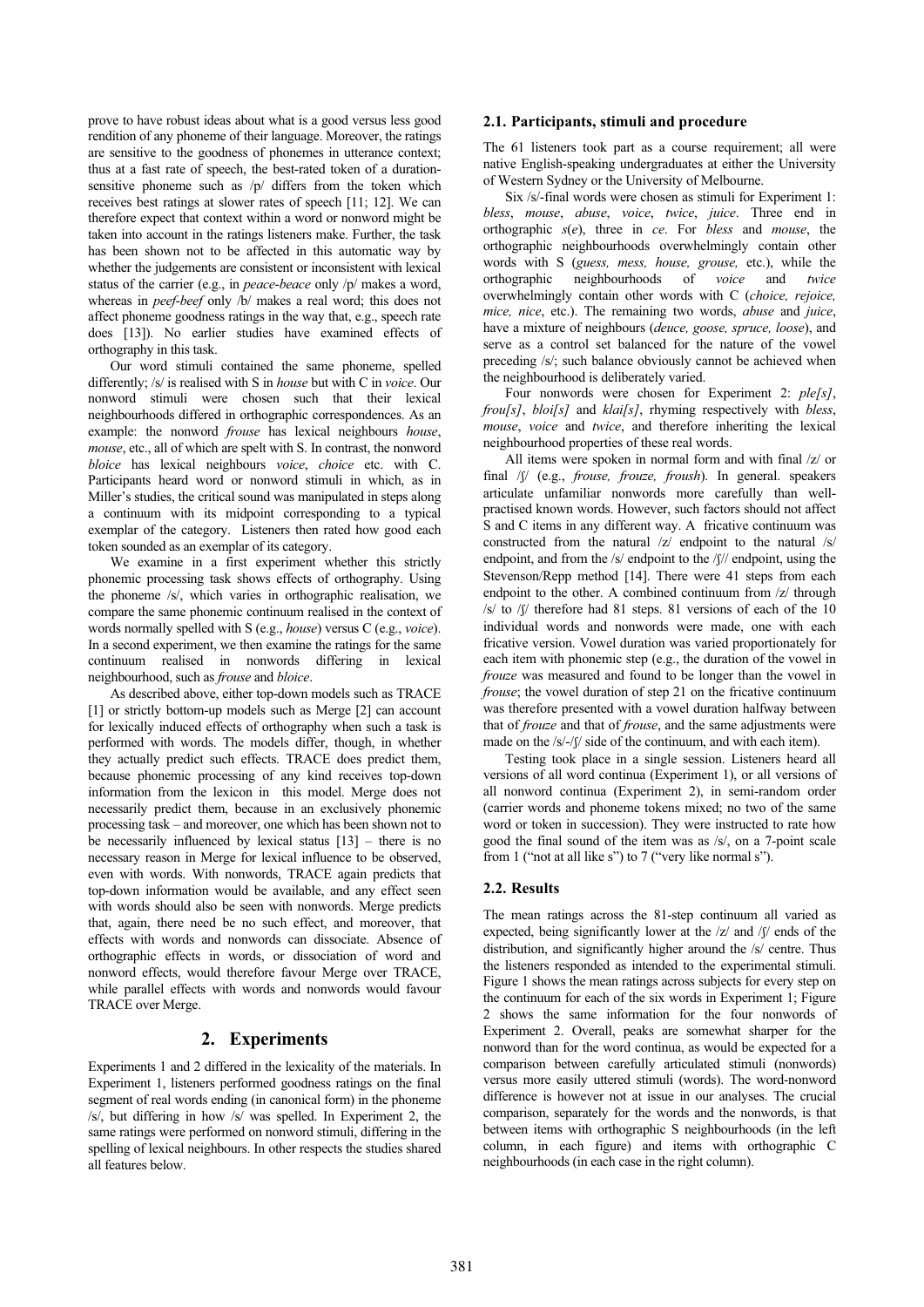prove to have robust ideas about what is a good versus less good rendition of any phoneme of their language. Moreover, the ratings are sensitive to the goodness of phonemes in utterance context; thus at a fast rate of speech, the best-rated token of a duration-sensitive phoneme such as /p/ differs from the token which receives best ratings at slower rates of speech [11; 12]. We can therefore expect that context within a word or nonword might be taken into account in the ratings listeners make. Further, the task has been shown not to be affected in this automatic way by whether the judgements are consistent or inconsistent with lexical status of the carrier (e.g., in *peace-beace* only /p/ makes a word, whereas in *peef-beef* only /b/ makes a real word; this does not affect phoneme goodness ratings in the way that, e.g., speech rate does [13]). No earlier studies have examined effects of orthography in this task.

Our word stimuli contained the same phoneme, spelled differently; /s/ is realised with S in *house* but with C in *voice*. Our nonword stimuli were chosen such that their lexical neighbourhoods differed in orthographic correspondences. As an example: the nonword *frouse* has lexical neighbours *house*, *mouse*, etc., all of which are spelt with S. In contrast, the nonword *bloice* has lexical neighbours *voice*, *choice* etc. with C. Participants heard word or nonword stimuli in which, as in Miller's studies, the critical sound was manipulated in steps along a continuum with its midpoint corresponding to a typical exemplar of the category. Listeners then rated how good each token sounded as an exemplar of its category.

We examine in a first experiment whether this strictly phonemic processing task shows effects of orthography. Using the phoneme /s/, which varies in orthographic realisation, we compare the same phonemic continuum realised in the context of words normally spelled with S (e.g., *house*) versus C (e.g., *voice*). In a second experiment, we then examine the ratings for the same continuum realised in nonwords differing in lexical neighbourhood, such as *frouse* and *bloice*.

As described above, either top-down models such as TRACE [1] or strictly bottom-up models such as Merge [2] can account for lexically induced effects of orthography when such a task is performed with words. The models differ, though, in whether they actually predict such effects. TRACE does predict them, because phonemic processing of any kind receives top-down information from the lexicon in this model. Merge does not necessarily predict them, because in an exclusively phonemic processing task – and moreover, one which has been shown not to be necessarily influenced by lexical status [13] – there is no necessary reason in Merge for lexical influence to be observed, even with words. With nonwords, TRACE again predicts that top-down information would be available, and any effect seen with words should also be seen with nonwords. Merge predicts that, again, there need be no such effect, and moreover, that effects with words and nonwords can dissociate. Absence of orthographic effects in words, or dissociation of word and nonword effects, would therefore favour Merge over TRACE, while parallel effects with words and nonwords would favour TRACE over Merge.

## 2. Experiments

Experiments 1 and 2 differed in the lexicality of the materials. In Experiment 1, listeners performed goodness ratings on the final segment of real words ending (in canonical form) in the phoneme /s/, but differing in how /s/ was spelled. In Experiment 2, the same ratings were performed on nonword stimuli, differing in the spelling of lexical neighbours. In other respects the studies shared all features below.

### 2.1. Participants, stimuli and procedure

The 61 listeners took part as a course requirement; all were native English-speaking undergraduates at either the University of Western Sydney or the University of Melbourne.

Six /s/-final words were chosen as stimuli for Experiment 1: *bless*, *mouse*, *abuse*, *voice*, *twice*, *juice*. Three end in orthographic *s*(*e*), three in *ce*. For *bless* and *mouse*, the orthographic neighbourhoods overwhelmingly contain other words with S (*guess, mess, house, grouse,* etc.), while the orthographic neighbourhoods of *voice* and *twice* overwhelmingly contain other words with C (*choice, rejoice, mice, nice*, etc.). The remaining two words, *abuse* and *juice*, have a mixture of neighbours (*deuce, goose, spruce, loose*), and serve as a control set balanced for the nature of the vowel preceding /s/; such balance obviously cannot be achieved when the neighbourhood is deliberately varied.

Four nonwords were chosen for Experiment 2: *ple[s]*, *frou[s]*, *bloi[s]* and *klai[s]*, rhyming respectively with *bless*, *mouse*, *voice* and *twice*, and therefore inheriting the lexical neighbourhood properties of these real words.

All items were spoken in normal form and with final /z/ or final /ʃ/ (e.g., *frouse, frouze, froush*). In general. speakers articulate unfamiliar nonwords more carefully than well-practised known words. However, such factors should not affect S and C items in any different way. A fricative continuum was constructed from the natural /z/ endpoint to the natural /s/ endpoint, and from the /s/ endpoint to the /ʃ// endpoint, using the Stevenson/Repp method [14]. There were 41 steps from each endpoint to the other. A combined continuum from /z/ through /s/ to /ʃ/ therefore had 81 steps. 81 versions of each of the 10 individual words and nonwords were made, one with each fricative version. Vowel duration was varied proportionately for each item with phonemic step (e.g., the duration of the vowel in *frouze* was measured and found to be longer than the vowel in *frouse*; the vowel duration of step 21 on the fricative continuum was therefore presented with a vowel duration halfway between that of *frouze* and that of *frouse*, and the same adjustments were made on the /s/-/ʃ/ side of the continuum, and with each item).

Testing took place in a single session. Listeners heard all versions of all word continua (Experiment 1), or all versions of all nonword continua (Experiment 2), in semi-random order (carrier words and phoneme tokens mixed; no two of the same word or token in succession). They were instructed to rate how good the final sound of the item was as /s/, on a 7-point scale from 1 ("not at all like s") to 7 ("very like normal s").

### 2.2. Results

The mean ratings across the 81-step continuum all varied as expected, being significantly lower at the /z/ and /ʃ/ ends of the distribution, and significantly higher around the /s/ centre. Thus the listeners responded as intended to the experimental stimuli. Figure 1 shows the mean ratings across subjects for every step on the continuum for each of the six words in Experiment 1; Figure 2 shows the same information for the four nonwords of Experiment 2. Overall, peaks are somewhat sharper for the nonword than for the word continua, as would be expected for a comparison between carefully articulated stimuli (nonwords) versus more easily uttered stimuli (words). The word-nonword difference is however not at issue in our analyses. The crucial comparison, separately for the words and the nonwords, is that between items with orthographic S neighbourhoods (in the left column, in each figure) and items with orthographic C neighbourhoods (in each case in the right column).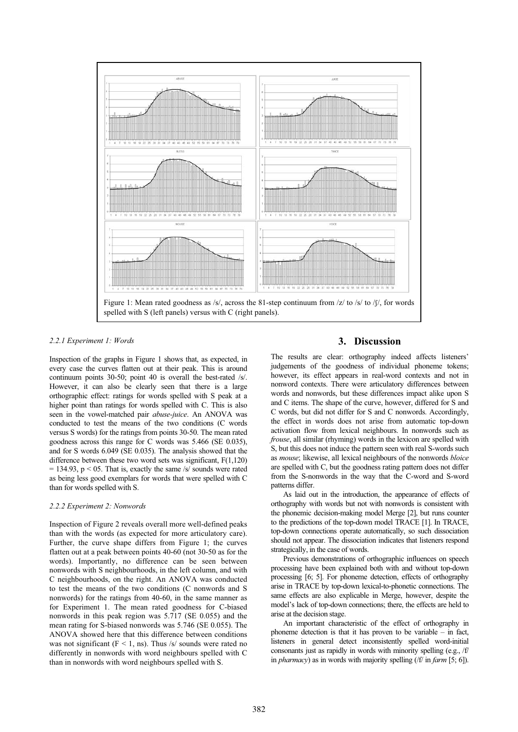Figure 1: Mean rated goodness as /s/, across the 81-step continuum from /z/ to /s/ to /ʃ/, for words spelled with S (left panels) versus with C (right panels).

#### 2.2.1 Experiment 1: Words

Inspection of the graphs in Figure 1 shows that, as expected, in every case the curves flatten out at their peak. This is around continuum points 30-50; point 40 is overall the best-rated /s/. However, it can also be clearly seen that there is a large orthographic effect: ratings for words spelled with S peak at a higher point than ratings for words spelled with C. This is also seen in the vowel-matched pair *abuse-juice*. An ANOVA was conducted to test the means of the two conditions (C words versus S words) for the ratings from points 30-50. The mean rated goodness across this range for C words was 5.466 (SE 0.035), and for S words 6.049 (SE 0.035). The analysis showed that the difference between these two word sets was significant, $F(1,120) = 134.93$, $p < 05$. That is, exactly the same /s/ sounds were rated as being less good exemplars for words that were spelled with C than for words spelled with S.

#### 2.2.2 Experiment 2: Nonwords

Inspection of Figure 2 reveals overall more well-defined peaks than with the words (as expected for more articulatory care). Further, the curve shape differs from Figure 1; the curves flatten out at a peak between points 40-60 (not 30-50 as for the words). Importantly, no difference can be seen between nonwords with S neighbourhoods, in the left column, and with C neighbourhoods, on the right. An ANOVA was conducted to test the means of the two conditions (C nonwords and S nonwords) for the ratings from 40-60, in the same manner as for Experiment 1. The mean rated goodness for C-biased nonwords in this peak region was 5.717 (SE 0.055) and the mean rating for S-biased nonwords was 5.746 (SE 0.055). The ANOVA showed here that this difference between conditions was not significant ($F < 1$, ns). Thus /s/ sounds were rated no differently in nonwords with word neighbours spelled with C than in nonwords with word neighbours spelled with S.

## 3. Discussion

The results are clear: orthography indeed affects listeners' judgements of the goodness of individual phoneme tokens; however, its effect appears in real-word contexts and not in nonword contexts. There were articulatory differences between words and nonwords, but these differences impact alike upon S and C items. The shape of the curve, however, differed for S and C words, but did not differ for S and C nonwords. Accordingly, the effect in words does not arise from automatic top-down activation flow from lexical neighbours. In nonwords such as *frouse*, all similar (rhyming) words in the lexicon are spelled with S, but this does not induce the pattern seen with real S-words such as *mouse*; likewise, all lexical neighbours of the nonwords *bloice* are spelled with C, but the goodness rating pattern does not differ from the S-nonwords in the way that the C-word and S-word patterns differ.

As laid out in the introduction, the appearance of effects of orthography with words but not with nonwords is consistent with the phonemic decision-making model Merge [2], but runs counter to the predictions of the top-down model TRACE [1]. In TRACE, top-down connections operate automatically, so such dissociation should not appear. The dissociation indicates that listeners respond strategically, in the case of words.

Previous demonstrations of orthographic influences on speech processing have been explained both with and without top-down processing [6; 5]. For phoneme detection, effects of orthography arise in TRACE by top-down lexical-to-phonetic connections. The same effects are also explicable in Merge, however, despite the model's lack of top-down connections; there, the effects are held to arise at the decision stage.

An important characteristic of the effect of orthography in phoneme detection is that it has proven to be variable – in fact, listeners in general detect inconsistently spelled word-initial consonants just as rapidly in words with minority spelling (e.g., /f/ in *pharmacy*) as in words with majority spelling (/f/ in *farm* [5; 6]).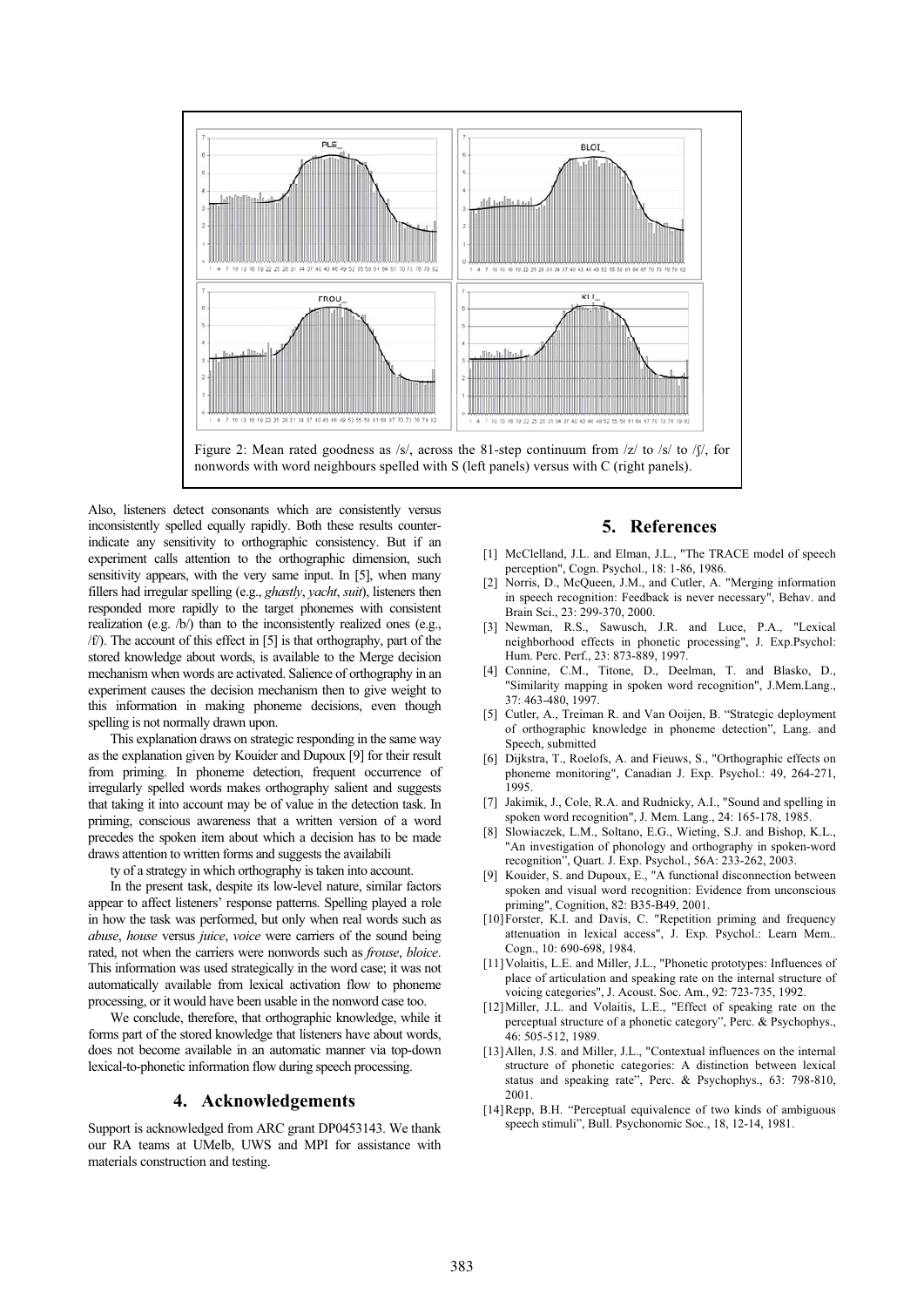PLE_

BLOI_

FROU_

KLI_

Figure 2: Mean rated goodness as /s/, across the 81-step continuum from /z/ to /s/ to /ʃ/, for nonwords with word neighbours spelled with S (left panels) versus with C (right panels).

Also, listeners detect consonants which are consistently versus inconsistently spelled equally rapidly. Both these results counter-indicate any sensitivity to orthographic consistency. But if an experiment calls attention to the orthographic dimension, such sensitivity appears, with the very same input. In [5], when many fillers had irregular spelling (e.g., *ghastly*, *yacht*, *suit*), listeners then responded more rapidly to the target phonemes with consistent realization (e.g. /b/) than to the inconsistently realized ones (e.g., /f/). The account of this effect in [5] is that orthography, part of the stored knowledge about words, is available to the Merge decision mechanism when words are activated. Salience of orthography in an experiment causes the decision mechanism then to give weight to this information in making phoneme decisions, even though spelling is not normally drawn upon.

This explanation draws on strategic responding in the same way as the explanation given by Kouider and Dupoux [9] for their result from priming. In phoneme detection, frequent occurrence of irregularly spelled words makes orthography salient and suggests that taking it into account may be of value in the detection task. In priming, conscious awareness that a written version of a word precedes the spoken item about which a decision has to be made draws attention to written forms and suggests the availability of a strategy in which orthography is taken into account.

In the present task, despite its low-level nature, similar factors appear to affect listeners' response patterns. Spelling played a role in how the task was performed, but only when real words such as *abuse*, *house* versus *juice*, *voice* were carriers of the sound being rated, not when the carriers were nonwords such as *frouse*, *bloice*. This information was used strategically in the word case; it was not automatically available from lexical activation flow to phoneme processing, or it would have been usable in the nonword case too.

We conclude, therefore, that orthographic knowledge, while it forms part of the stored knowledge that listeners have about words, does not become available in an automatic manner via top-down lexical-to-phonetic information flow during speech processing.

## 4. Acknowledgements

Support is acknowledged from ARC grant DP0453143. We thank our RA teams at UMelb, UWS and MPI for assistance with materials construction and testing.

## 5. References

[1] McClelland, J.L. and Elman, J.L., "The TRACE model of speech perception", Cogn. Psychol., 18: 1-86, 1986.

[2] Norris, D., McQueen, J.M., and Cutler, A. "Merging information in speech recognition: Feedback is never necessary", Behav. and Brain Sci., 23: 299-370, 2000.

[3] Newman, R.S., Sawusch, J.R. and Luce, P.A., "Lexical neighborhood effects in phonetic processing", J. Exp.Psychol: Hum. Perc. Perf., 23: 873-889, 1997.

[4] Connine, C.M., Titone, D., Deelman, T. and Blasko, D., "Similarity mapping in spoken word recognition", J.Mem.Lang., 37: 463-480, 1997.

[5] Cutler, A., Treiman R. and Van Ooijen, B. "Strategic deployment of orthographic knowledge in phoneme detection", Lang. and Speech, submitted

[6] Dijkstra, T., Roelofs, A. and Fieuws, S., "Orthographic effects on phoneme monitoring", Canadian J. Exp. Psychol.: 49, 264-271, 1995.

[7] Jakimik, J., Cole, R.A. and Rudnicky, A.I., "Sound and spelling in spoken word recognition", J. Mem. Lang., 24: 165-178, 1985.

[8] Slowiaczek, L.M., Soltano, E.G., Wieting, S.J. and Bishop, K.L., "An investigation of phonology and orthography in spoken-word recognition", Quart. J. Exp. Psychol., 56A: 233-262, 2003.

[9] Kouider, S. and Dupoux, E., "A functional disconnection between spoken and visual word recognition: Evidence from unconscious priming", Cognition, 82: B35-B49, 2001.

[10] Forster, K.I. and Davis, C. "Repetition priming and frequency attenuation in lexical access", J. Exp. Psychol.: Learn Mem.. Cogn., 10: 690-698, 1984.

[11] Volaitis, L.E. and Miller, J.L., "Phonetic prototypes: Influences of place of articulation and speaking rate on the internal structure of voicing categories", J. Acoust. Soc. Am., 92: 723-735, 1992.

[12] Miller, J.L. and Volaitis, L.E., "Effect of speaking rate on the perceptual structure of a phonetic category", Perc. & Psychophys., 46: 505-512, 1989.

[13] Allen, J.S. and Miller, J.L., "Contextual influences on the internal structure of phonetic categories: A distinction between lexical status and speaking rate", Perc. & Psychophys., 63: 798-810, 2001.

[14] Repp, B.H. "Perceptual equivalence of two kinds of ambiguous speech stimuli", Bull. Psychonomic Soc., 18, 12-14, 1981.